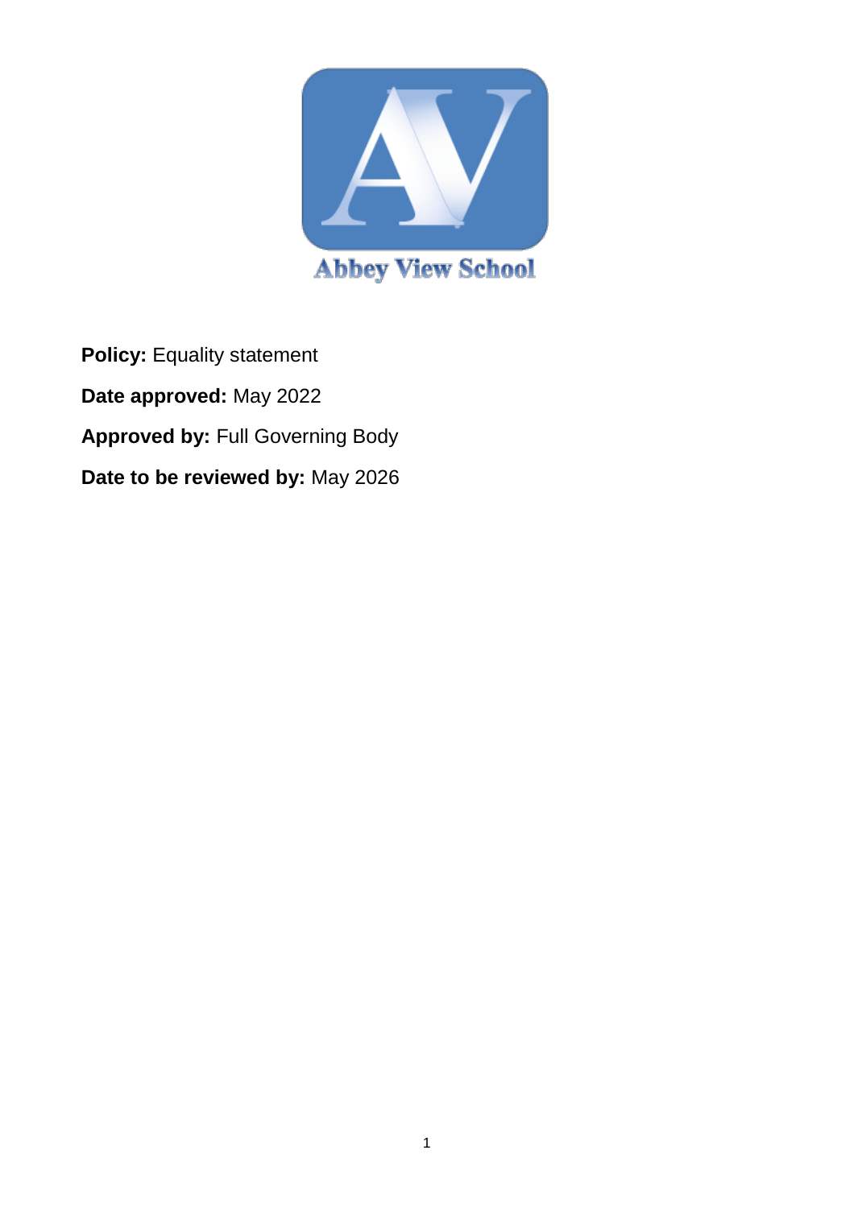Abbey View School

**Policy:** Equality statement

**Date approved:** May 2022

**Approved by:** Full Governing Body

**Date to be reviewed by:** May 2026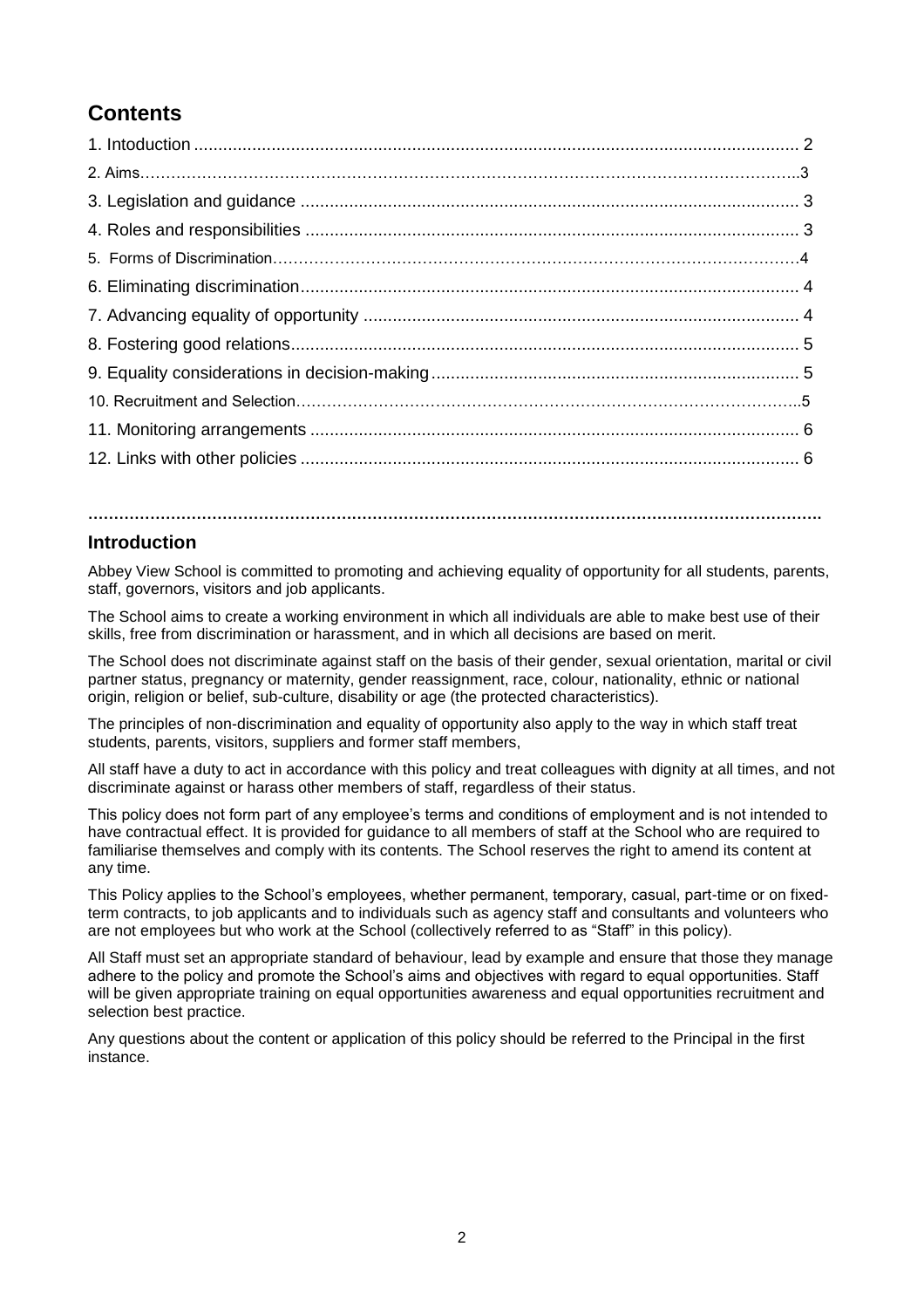## Contents

1. Intoduction .......................................................................................................................... 2
2. Aims…………………………………………………………………………………………………………..3
3. Legislation and guidance ...................................................................................................... 3
4. Roles and responsibilities ..................................................................................................... 3
5. Forms of Discrimination………………………………………………………………………………….4
6. Eliminating discrimination...................................................................................................... 4
7. Advancing equality of opportunity ......................................................................................... 4
8. Fostering good relations........................................................................................................ 5
9. Equality considerations in decision-making ........................................................................... 5
10. Recruitment and Selection……………………………………………………………………………..5
11. Monitoring arrangements .................................................................................................... 6
12. Links with other policies ...................................................................................................... 6

**……………………………………………………………………………………………………………………**

### Introduction

Abbey View School is committed to promoting and achieving equality of opportunity for all students, parents, staff, governors, visitors and job applicants.

The School aims to create a working environment in which all individuals are able to make best use of their skills, free from discrimination or harassment, and in which all decisions are based on merit.

The School does not discriminate against staff on the basis of their gender, sexual orientation, marital or civil partner status, pregnancy or maternity, gender reassignment, race, colour, nationality, ethnic or national origin, religion or belief, sub-culture, disability or age (the protected characteristics).

The principles of non-discrimination and equality of opportunity also apply to the way in which staff treat students, parents, visitors, suppliers and former staff members,

All staff have a duty to act in accordance with this policy and treat colleagues with dignity at all times, and not discriminate against or harass other members of staff, regardless of their status.

This policy does not form part of any employee's terms and conditions of employment and is not intended to have contractual effect. It is provided for guidance to all members of staff at the School who are required to familiarise themselves and comply with its contents. The School reserves the right to amend its content at any time.

This Policy applies to the School's employees, whether permanent, temporary, casual, part-time or on fixed-term contracts, to job applicants and to individuals such as agency staff and consultants and volunteers who are not employees but who work at the School (collectively referred to as "Staff" in this policy).

All Staff must set an appropriate standard of behaviour, lead by example and ensure that those they manage adhere to the policy and promote the School's aims and objectives with regard to equal opportunities. Staff will be given appropriate training on equal opportunities awareness and equal opportunities recruitment and selection best practice.

Any questions about the content or application of this policy should be referred to the Principal in the first instance.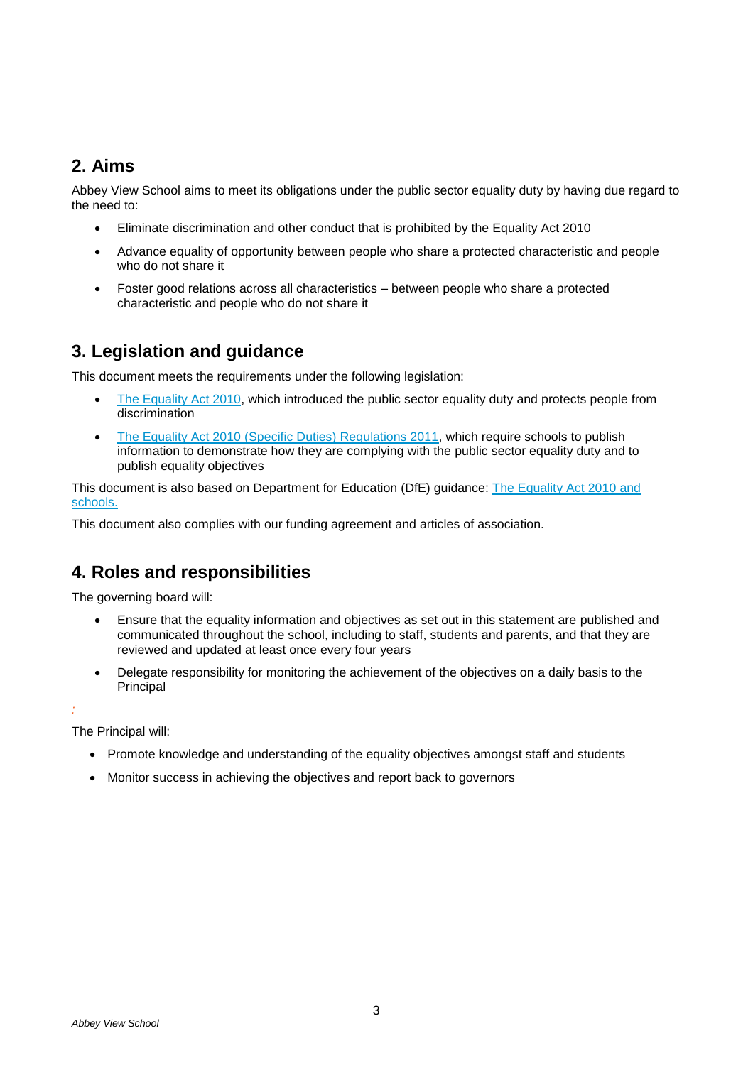## 2. Aims

Abbey View School aims to meet its obligations under the public sector equality duty by having due regard to the need to:

- Eliminate discrimination and other conduct that is prohibited by the Equality Act 2010
- Advance equality of opportunity between people who share a protected characteristic and people who do not share it
- Foster good relations across all characteristics – between people who share a protected characteristic and people who do not share it

## 3. Legislation and guidance

This document meets the requirements under the following legislation:

- The Equality Act 2010, which introduced the public sector equality duty and protects people from discrimination
- The Equality Act 2010 (Specific Duties) Regulations 2011, which require schools to publish information to demonstrate how they are complying with the public sector equality duty and to publish equality objectives

This document is also based on Department for Education (DfE) guidance: The Equality Act 2010 and schools.

This document also complies with our funding agreement and articles of association.

## 4. Roles and responsibilities

The governing board will:

- Ensure that the equality information and objectives as set out in this statement are published and communicated throughout the school, including to staff, students and parents, and that they are reviewed and updated at least once every four years
- Delegate responsibility for monitoring the achievement of the objectives on a daily basis to the Principal

*:*

The Principal will:

- Promote knowledge and understanding of the equality objectives amongst staff and students
- Monitor success in achieving the objectives and report back to governors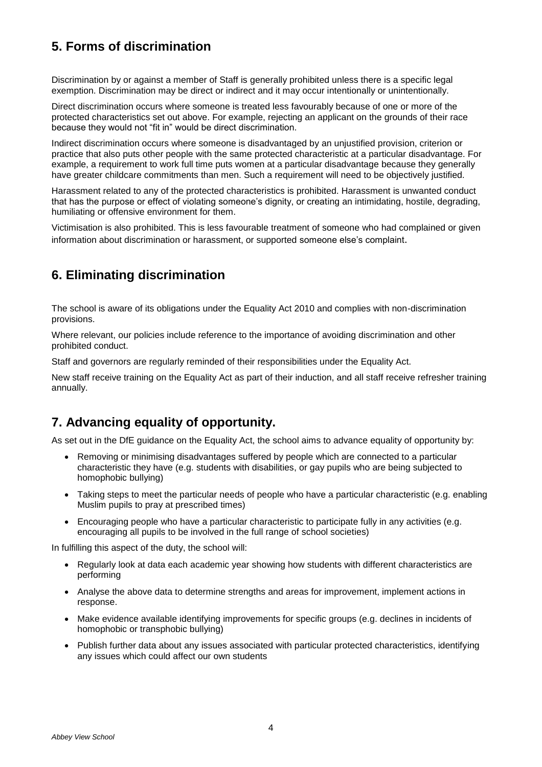## 5. Forms of discrimination

Discrimination by or against a member of Staff is generally prohibited unless there is a specific legal exemption. Discrimination may be direct or indirect and it may occur intentionally or unintentionally.

Direct discrimination occurs where someone is treated less favourably because of one or more of the protected characteristics set out above. For example, rejecting an applicant on the grounds of their race because they would not "fit in" would be direct discrimination.

Indirect discrimination occurs where someone is disadvantaged by an unjustified provision, criterion or practice that also puts other people with the same protected characteristic at a particular disadvantage. For example, a requirement to work full time puts women at a particular disadvantage because they generally have greater childcare commitments than men. Such a requirement will need to be objectively justified.

Harassment related to any of the protected characteristics is prohibited. Harassment is unwanted conduct that has the purpose or effect of violating someone's dignity, or creating an intimidating, hostile, degrading, humiliating or offensive environment for them.

Victimisation is also prohibited. This is less favourable treatment of someone who had complained or given information about discrimination or harassment, or supported someone else's complaint.

## 6. Eliminating discrimination

The school is aware of its obligations under the Equality Act 2010 and complies with non-discrimination provisions.

Where relevant, our policies include reference to the importance of avoiding discrimination and other prohibited conduct.

Staff and governors are regularly reminded of their responsibilities under the Equality Act.

New staff receive training on the Equality Act as part of their induction, and all staff receive refresher training annually.

## 7. Advancing equality of opportunity.

As set out in the DfE guidance on the Equality Act, the school aims to advance equality of opportunity by:

- Removing or minimising disadvantages suffered by people which are connected to a particular characteristic they have (e.g. students with disabilities, or gay pupils who are being subjected to homophobic bullying)
- Taking steps to meet the particular needs of people who have a particular characteristic (e.g. enabling Muslim pupils to pray at prescribed times)
- Encouraging people who have a particular characteristic to participate fully in any activities (e.g. encouraging all pupils to be involved in the full range of school societies)

In fulfilling this aspect of the duty, the school will:

- Regularly look at data each academic year showing how students with different characteristics are performing
- Analyse the above data to determine strengths and areas for improvement, implement actions in response.
- Make evidence available identifying improvements for specific groups (e.g. declines in incidents of homophobic or transphobic bullying)
- Publish further data about any issues associated with particular protected characteristics, identifying any issues which could affect our own students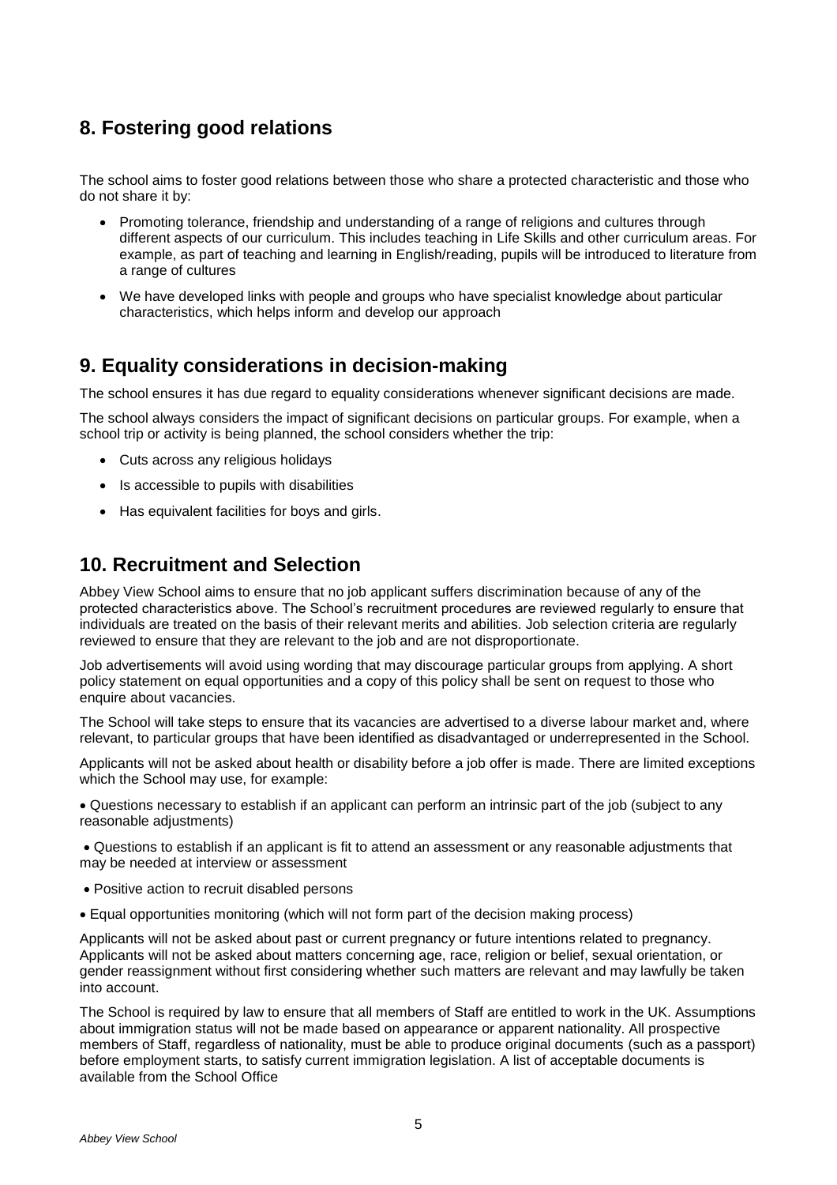## 8. Fostering good relations

The school aims to foster good relations between those who share a protected characteristic and those who do not share it by:

- Promoting tolerance, friendship and understanding of a range of religions and cultures through different aspects of our curriculum. This includes teaching in Life Skills and other curriculum areas. For example, as part of teaching and learning in English/reading, pupils will be introduced to literature from a range of cultures
- We have developed links with people and groups who have specialist knowledge about particular characteristics, which helps inform and develop our approach

## 9. Equality considerations in decision-making

The school ensures it has due regard to equality considerations whenever significant decisions are made.

The school always considers the impact of significant decisions on particular groups. For example, when a school trip or activity is being planned, the school considers whether the trip:

- Cuts across any religious holidays
- Is accessible to pupils with disabilities
- Has equivalent facilities for boys and girls.

## 10. Recruitment and Selection

Abbey View School aims to ensure that no job applicant suffers discrimination because of any of the protected characteristics above. The School's recruitment procedures are reviewed regularly to ensure that individuals are treated on the basis of their relevant merits and abilities. Job selection criteria are regularly reviewed to ensure that they are relevant to the job and are not disproportionate.

Job advertisements will avoid using wording that may discourage particular groups from applying. A short policy statement on equal opportunities and a copy of this policy shall be sent on request to those who enquire about vacancies.

The School will take steps to ensure that its vacancies are advertised to a diverse labour market and, where relevant, to particular groups that have been identified as disadvantaged or underrepresented in the School.

Applicants will not be asked about health or disability before a job offer is made. There are limited exceptions which the School may use, for example:

- Questions necessary to establish if an applicant can perform an intrinsic part of the job (subject to any reasonable adjustments)
- Questions to establish if an applicant is fit to attend an assessment or any reasonable adjustments that may be needed at interview or assessment
- Positive action to recruit disabled persons
- Equal opportunities monitoring (which will not form part of the decision making process)

Applicants will not be asked about past or current pregnancy or future intentions related to pregnancy. Applicants will not be asked about matters concerning age, race, religion or belief, sexual orientation, or gender reassignment without first considering whether such matters are relevant and may lawfully be taken into account.

The School is required by law to ensure that all members of Staff are entitled to work in the UK. Assumptions about immigration status will not be made based on appearance or apparent nationality. All prospective members of Staff, regardless of nationality, must be able to produce original documents (such as a passport) before employment starts, to satisfy current immigration legislation. A list of acceptable documents is available from the School Office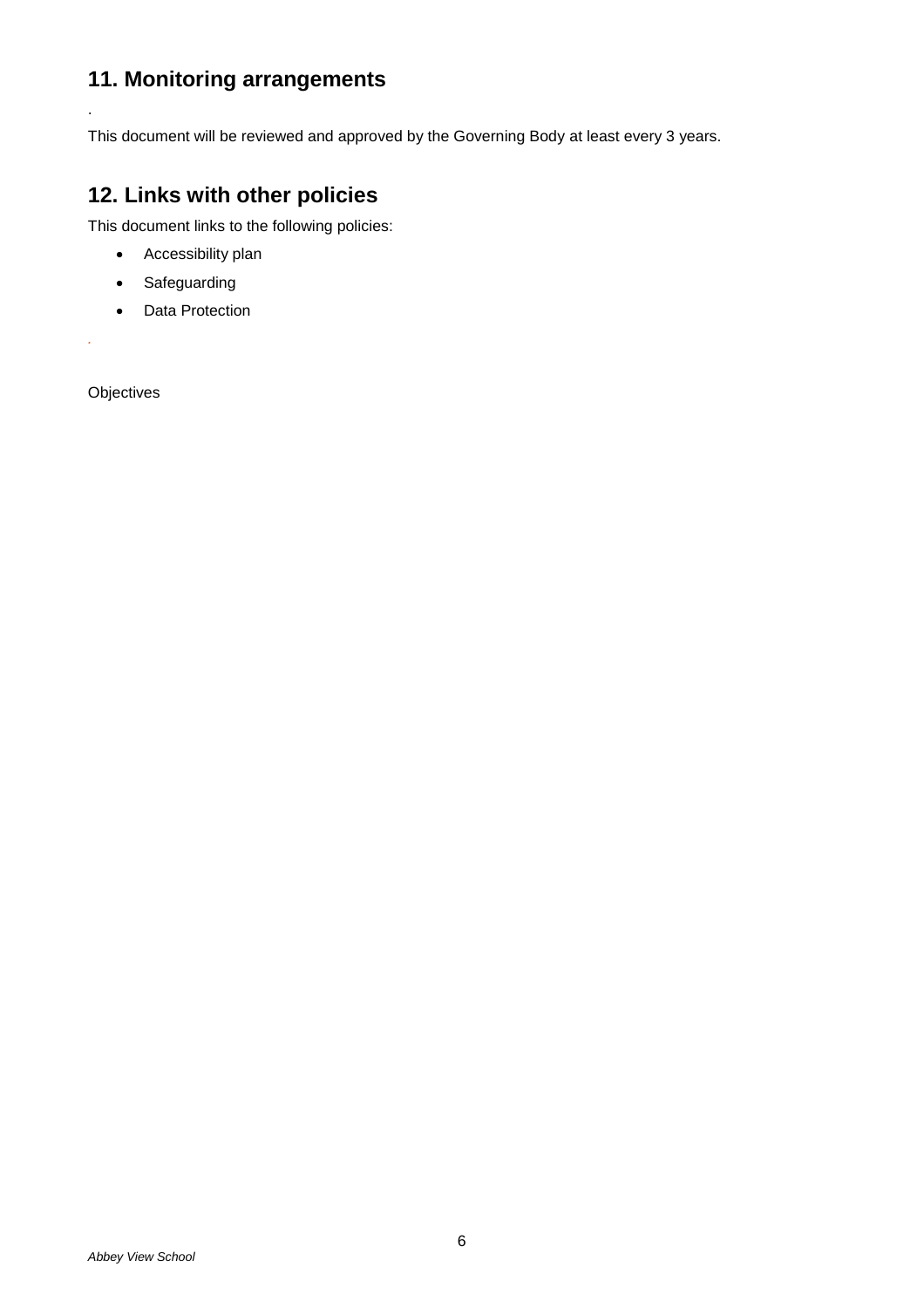## 11. Monitoring arrangements

.

This document will be reviewed and approved by the Governing Body at least every 3 years.

## 12. Links with other policies

This document links to the following policies:

- Accessibility plan
- Safeguarding
- Data Protection

.

Objectives